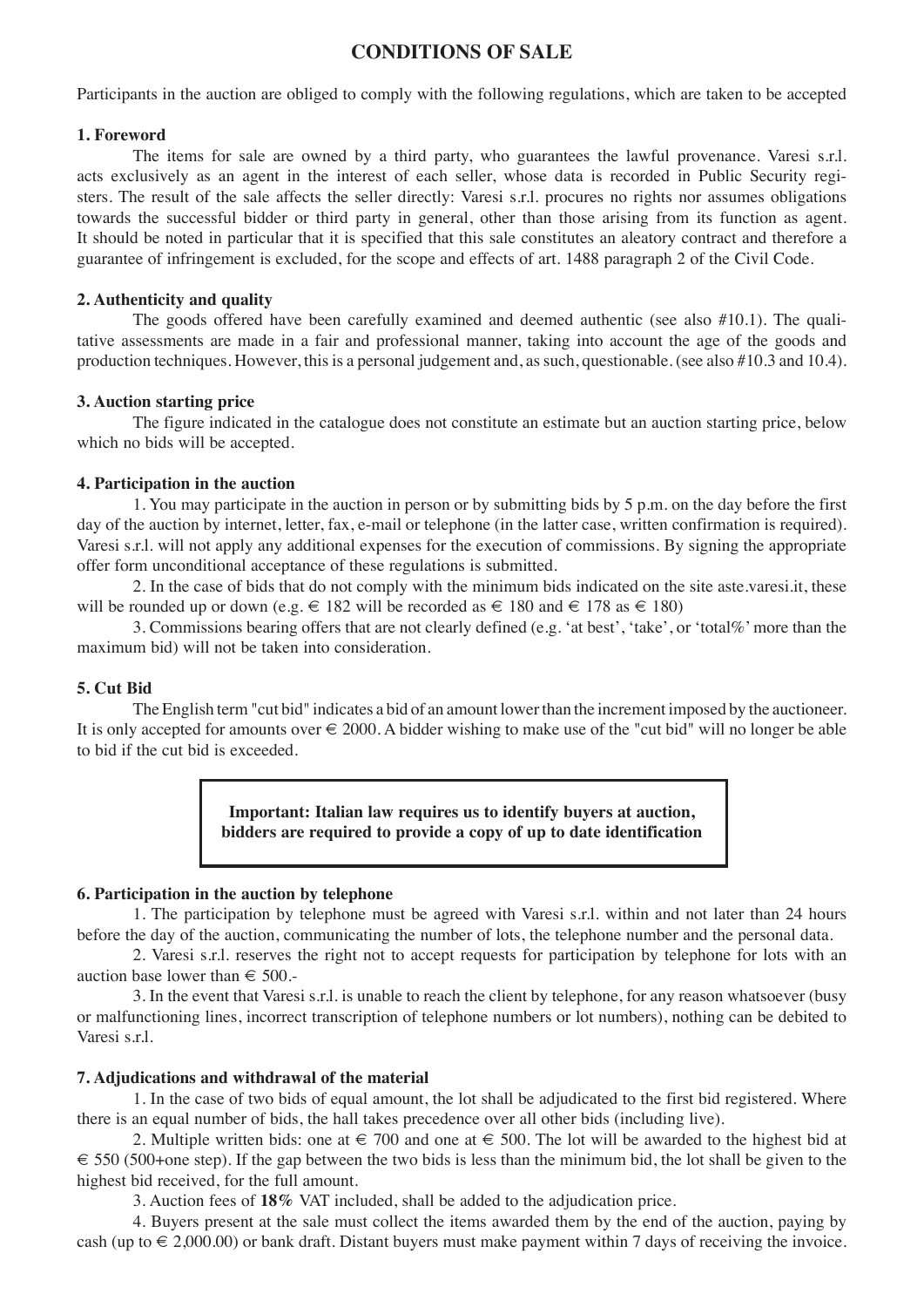# CONDITIONS OF SALE

Participants in the auction are obliged to comply with the following regulations, which are taken to be accepted

**1. Foreword**

The items for sale are owned by a third party, who guarantees the lawful provenance. Varesi s.r.l. acts exclusively as an agent in the interest of each seller, whose data is recorded in Public Security registers. The result of the sale affects the seller directly: Varesi s.r.l. procures no rights nor assumes obligations towards the successful bidder or third party in general, other than those arising from its function as agent. It should be noted in particular that it is specified that this sale constitutes an aleatory contract and therefore a guarantee of infringement is excluded, for the scope and effects of art. 1488 paragraph 2 of the Civil Code.

**2. Authenticity and quality**

The goods offered have been carefully examined and deemed authentic (see also #10.1). The qualitative assessments are made in a fair and professional manner, taking into account the age of the goods and production techniques. However, this is a personal judgement and, as such, questionable. (see also #10.3 and 10.4).

**3. Auction starting price**

The figure indicated in the catalogue does not constitute an estimate but an auction starting price, below which no bids will be accepted.

**4. Participation in the auction**

1. You may participate in the auction in person or by submitting bids by 5 p.m. on the day before the first day of the auction by internet, letter, fax, e-mail or telephone (in the latter case, written confirmation is required). Varesi s.r.l. will not apply any additional expenses for the execution of commissions. By signing the appropriate offer form unconditional acceptance of these regulations is submitted.

2. In the case of bids that do not comply with the minimum bids indicated on the site aste.varesi.it, these will be rounded up or down (e.g. € 182 will be recorded as € 180 and € 178 as € 180)

3. Commissions bearing offers that are not clearly defined (e.g. 'at best', 'take', or 'total%' more than the maximum bid) will not be taken into consideration.

**5. Cut Bid**

The English term "cut bid" indicates a bid of an amount lower than the increment imposed by the auctioneer. It is only accepted for amounts over € 2000. A bidder wishing to make use of the "cut bid" will no longer be able to bid if the cut bid is exceeded.

**Important: Italian law requires us to identify buyers at auction, bidders are required to provide a copy of up to date identification**

**6. Participation in the auction by telephone**

1. The participation by telephone must be agreed with Varesi s.r.l. within and not later than 24 hours before the day of the auction, communicating the number of lots, the telephone number and the personal data.

2. Varesi s.r.l. reserves the right not to accept requests for participation by telephone for lots with an auction base lower than € 500.-

3. In the event that Varesi s.r.l. is unable to reach the client by telephone, for any reason whatsoever (busy or malfunctioning lines, incorrect transcription of telephone numbers or lot numbers), nothing can be debited to Varesi s.r.l.

**7. Adjudications and withdrawal of the material**

1. In the case of two bids of equal amount, the lot shall be adjudicated to the first bid registered. Where there is an equal number of bids, the hall takes precedence over all other bids (including live).

2. Multiple written bids: one at € 700 and one at € 500. The lot will be awarded to the highest bid at € 550 (500+one step). If the gap between the two bids is less than the minimum bid, the lot shall be given to the highest bid received, for the full amount.

3. Auction fees of **18%** VAT included, shall be added to the adjudication price.

4. Buyers present at the sale must collect the items awarded them by the end of the auction, paying by cash (up to € 2,000.00) or bank draft. Distant buyers must make payment within 7 days of receiving the invoice.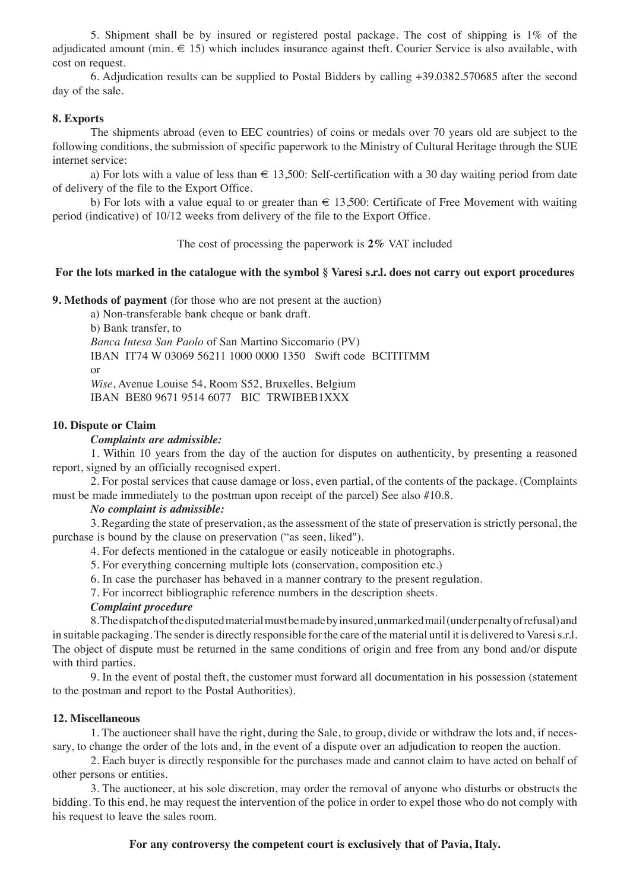5. Shipment shall be by insured or registered postal package. The cost of shipping is 1% of the adjudicated amount (min. € 15) which includes insurance against theft. Courier Service is also available, with cost on request.

6. Adjudication results can be supplied to Postal Bidders by calling +39.0382.570685 after the second day of the sale.

**8. Exports**

The shipments abroad (even to EEC countries) of coins or medals over 70 years old are subject to the following conditions, the submission of specific paperwork to the Ministry of Cultural Heritage through the SUE internet service:

a) For lots with a value of less than € 13,500: Self-certification with a 30 day waiting period from date of delivery of the file to the Export Office.

b) For lots with a value equal to or greater than € 13,500: Certificate of Free Movement with waiting period (indicative) of 10/12 weeks from delivery of the file to the Export Office.

The cost of processing the paperwork is **2%** VAT included

**For the lots marked in the catalogue with the symbol § Varesi s.r.l. does not carry out export procedures**

**9. Methods of payment** (for those who are not present at the auction)

a) Non-transferable bank cheque or bank draft.

b) Bank transfer, to

*Banca Intesa San Paolo* of San Martino Siccomario (PV)

IBAN IT74 W 03069 56211 1000 0000 1350 Swift code BCITITMM

or

*Wise*, Avenue Louise 54, Room S52, Bruxelles, Belgium

IBAN BE80 9671 9514 6077 BIC TRWIBEB1XXX

**10. Dispute or Claim**

***Complaints are admissible:***

1. Within 10 years from the day of the auction for disputes on authenticity, by presenting a reasoned report, signed by an officially recognised expert.

2. For postal services that cause damage or loss, even partial, of the contents of the package. (Complaints must be made immediately to the postman upon receipt of the parcel) See also #10.8.

***No complaint is admissible:***

3. Regarding the state of preservation, as the assessment of the state of preservation is strictly personal, the purchase is bound by the clause on preservation ("as seen, liked").

4. For defects mentioned in the catalogue or easily noticeable in photographs.

5. For everything concerning multiple lots (conservation, composition etc.)

6. In case the purchaser has behaved in a manner contrary to the present regulation.

7. For incorrect bibliographic reference numbers in the description sheets.

***Complaint procedure***

8. The dispatch of the disputed material must be made by insured, unmarked mail (under penalty of refusal) and in suitable packaging. The sender is directly responsible for the care of the material until it is delivered to Varesi s.r.l. The object of dispute must be returned in the same conditions of origin and free from any bond and/or dispute with third parties.

9. In the event of postal theft, the customer must forward all documentation in his possession (statement to the postman and report to the Postal Authorities).

**12. Miscellaneous**

1. The auctioneer shall have the right, during the Sale, to group, divide or withdraw the lots and, if necessary, to change the order of the lots and, in the event of a dispute over an adjudication to reopen the auction.

2. Each buyer is directly responsible for the purchases made and cannot claim to have acted on behalf of other persons or entities.

3. The auctioneer, at his sole discretion, may order the removal of anyone who disturbs or obstructs the bidding. To this end, he may request the intervention of the police in order to expel those who do not comply with his request to leave the sales room.

**For any controversy the competent court is exclusively that of Pavia, Italy.**